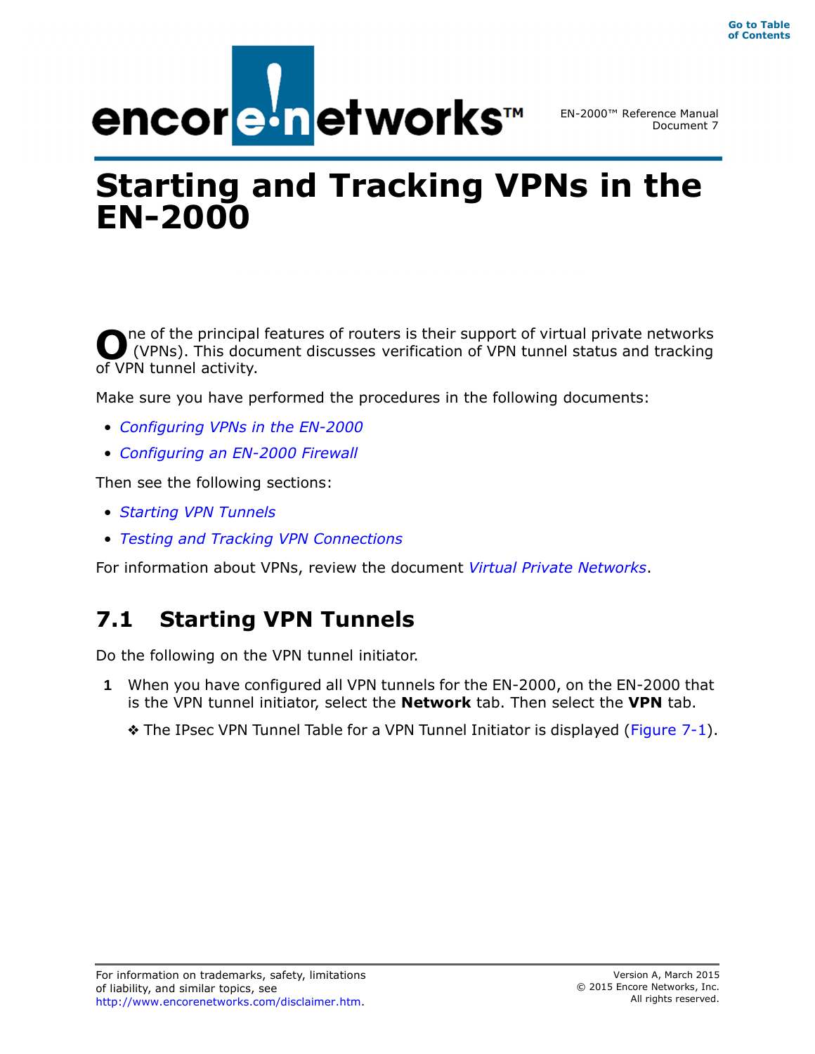# Starting and Tracking VPNs in the EN-2000

One of the principal features of routers is their support of virtual private networks (VPNs). This document discusses verification of VPN tunnel status and tracking of VPN tunnel activity.

Make sure you have performed the procedures in the following documents:

- *Configuring VPNs in the EN-2000*
- *Configuring an EN-2000 Firewall*

Then see the following sections:

- *Starting VPN Tunnels*
- *Testing and Tracking VPN Connections*

For information about VPNs, review the document *Virtual Private Networks*.

## 7.1 Starting VPN Tunnels

Do the following on the VPN tunnel initiator.

1 When you have configured all VPN tunnels for the EN-2000, on the EN-2000 that is the VPN tunnel initiator, select the **Network** tab. Then select the **VPN** tab.

❖ The IPsec VPN Tunnel Table for a VPN Tunnel Initiator is displayed (Figure 7-1).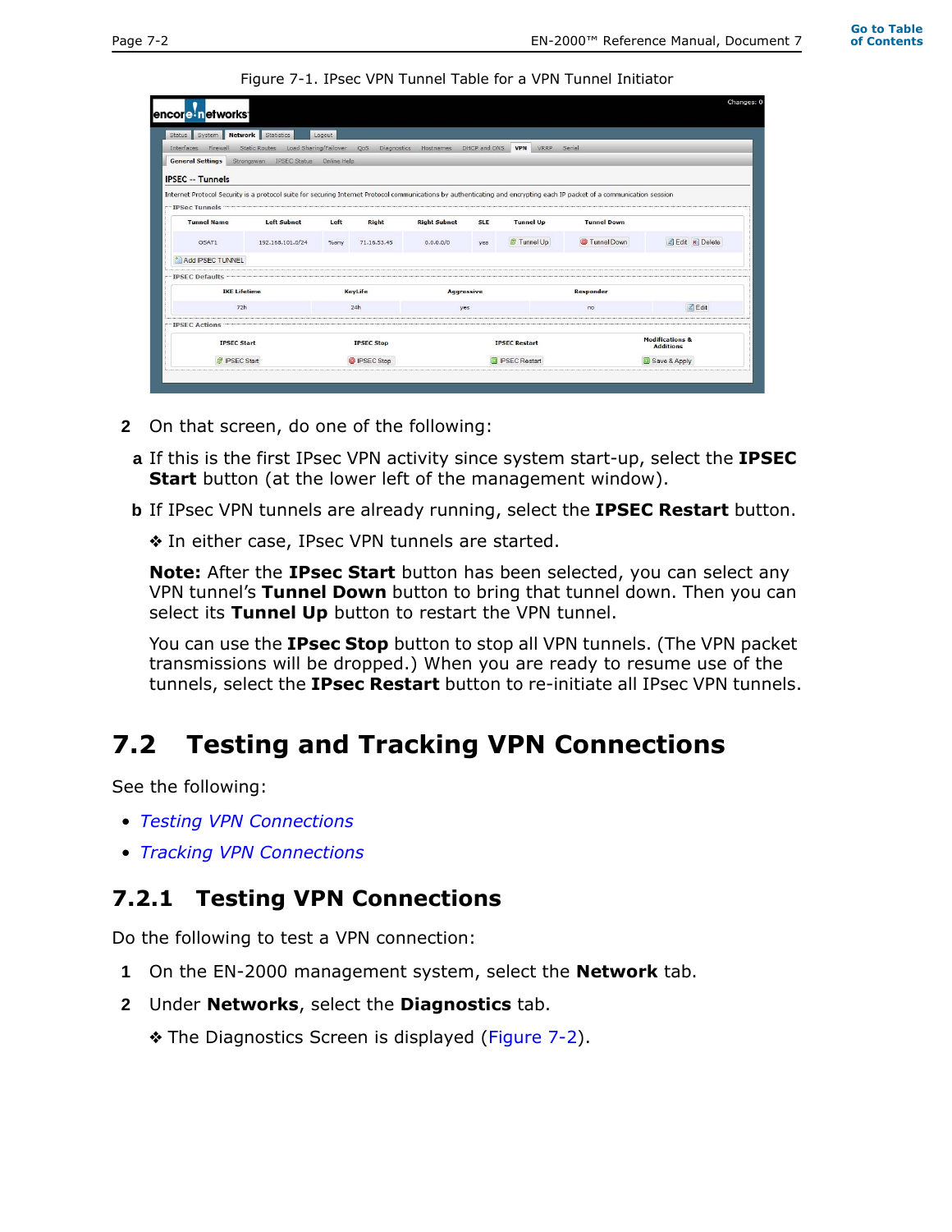Figure 7-1. IPsec VPN Tunnel Table for a VPN Tunnel Initiator

2 On that screen, do one of the following:

a If this is the first IPsec VPN activity since system start-up, select the **IPSEC Start** button (at the lower left of the management window).

b If IPsec VPN tunnels are already running, select the **IPSEC Restart** button.

❖ In either case, IPsec VPN tunnels are started.

**Note:** After the **IPsec Start** button has been selected, you can select any VPN tunnel's **Tunnel Down** button to bring that tunnel down. Then you can select its **Tunnel Up** button to restart the VPN tunnel.

You can use the **IPsec Stop** button to stop all VPN tunnels. (The VPN packet transmissions will be dropped.) When you are ready to resume use of the tunnels, select the **IPsec Restart** button to re-initiate all IPsec VPN tunnels.

## 7.2 Testing and Tracking VPN Connections

See the following:

- *Testing VPN Connections*
- *Tracking VPN Connections*

### 7.2.1 Testing VPN Connections

Do the following to test a VPN connection:

1 On the EN-2000 management system, select the **Network** tab.

2 Under **Networks**, select the **Diagnostics** tab.

❖ The Diagnostics Screen is displayed (Figure 7-2).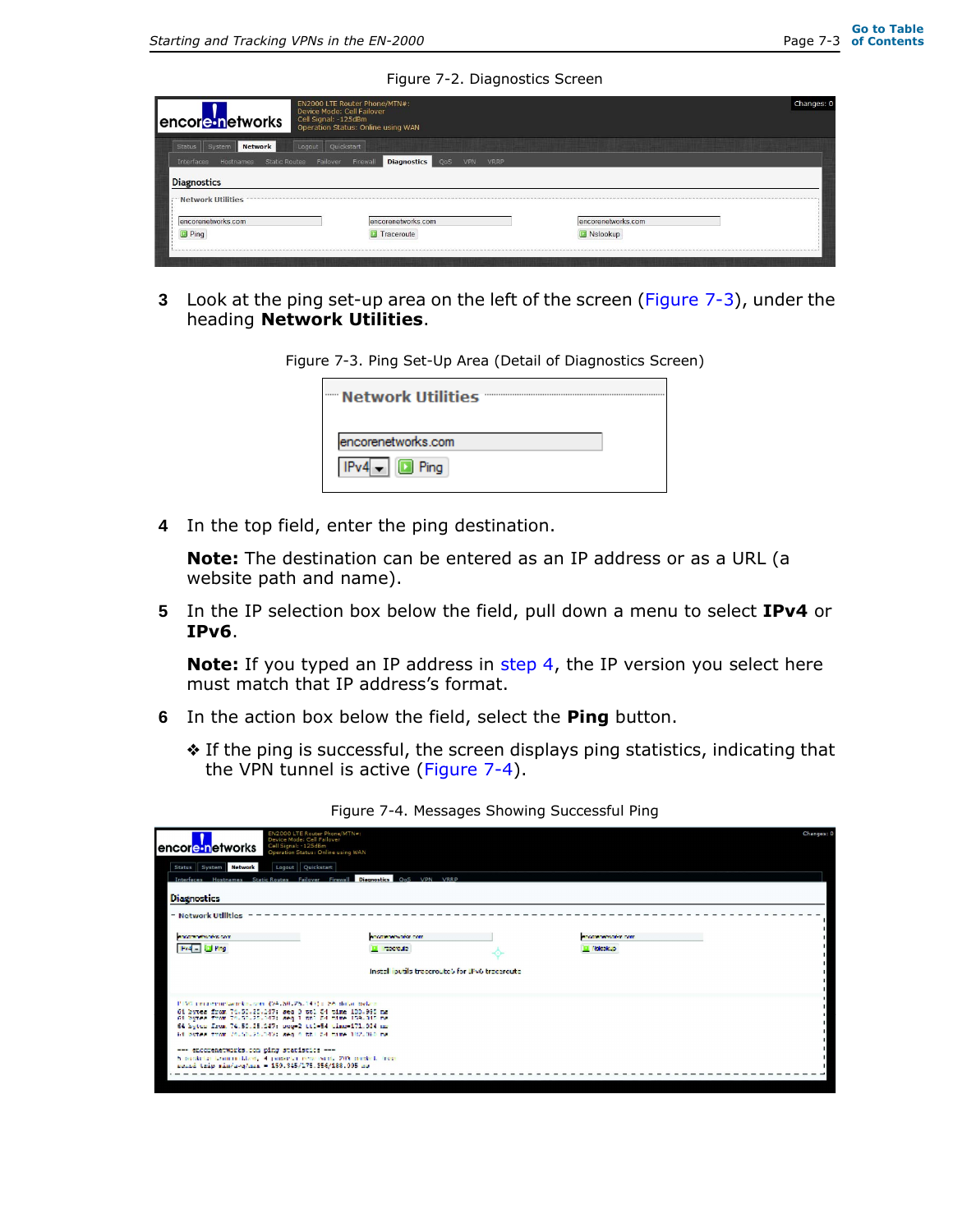Figure 7-2. Diagnostics Screen

3. Look at the ping set-up area on the left of the screen (Figure 7-3), under the heading **Network Utilities**.

Figure 7-3. Ping Set-Up Area (Detail of Diagnostics Screen)

4. In the top field, enter the ping destination.

   **Note:** The destination can be entered as an IP address or as a URL (a website path and name).

5. In the IP selection box below the field, pull down a menu to select **IPv4** or **IPv6**.

   **Note:** If you typed an IP address in step 4, the IP version you select here must match that IP address's format.

6. In the action box below the field, select the **Ping** button.

   ❖ If the ping is successful, the screen displays ping statistics, indicating that the VPN tunnel is active (Figure 7-4).

Figure 7-4. Messages Showing Successful Ping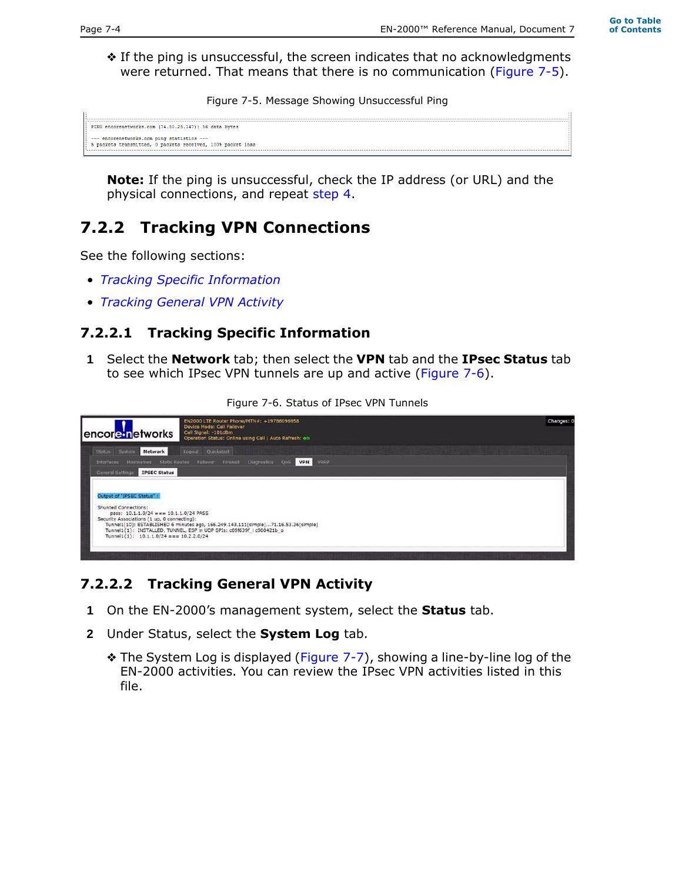❖ If the ping is unsuccessful, the screen indicates that no acknowledgments were returned. That means that there is no communication (Figure 7-5).

Figure 7-5. Message Showing Unsuccessful Ping

```
PING encorenetworks.com (74.50.25.147): 56 data bytes

--- encorenetworks.com ping statistics ---
5 packets transmitted, 0 packets received, 100% packet loss
```

**Note:** If the ping is unsuccessful, check the IP address (or URL) and the physical connections, and repeat step 4.

## 7.2.2 Tracking VPN Connections

See the following sections:

- *Tracking Specific Information*
- *Tracking General VPN Activity*

### 7.2.2.1 Tracking Specific Information

1 Select the **Network** tab; then select the **VPN** tab and the **IPsec Status** tab to see which IPsec VPN tunnels are up and active (Figure 7-6).

Figure 7-6. Status of IPsec VPN Tunnels

```
Output of "IPSEC Status" :

Shunted Connections:
    pass:  10.1.1.0/24 === 10.1.1.0/24 PASS
Security Associations (1 up, 0 connecting):
    Tunnel1[10]: ESTABLISHED 6 minutes ago, 166.249.143.111[simple]...71.16.53.36[simple]
    Tunnel1{1}:  INSTALLED, TUNNEL, ESP in UDP SPIs: c69f639f_i c900421b_o
    Tunnel1{1}:   10.1.1.0/24 === 10.2.2.0/24
```

### 7.2.2.2 Tracking General VPN Activity

1 On the EN-2000's management system, select the **Status** tab.

2 Under Status, select the **System Log** tab.

❖ The System Log is displayed (Figure 7-7), showing a line-by-line log of the EN-2000 activities. You can review the IPsec VPN activities listed in this file.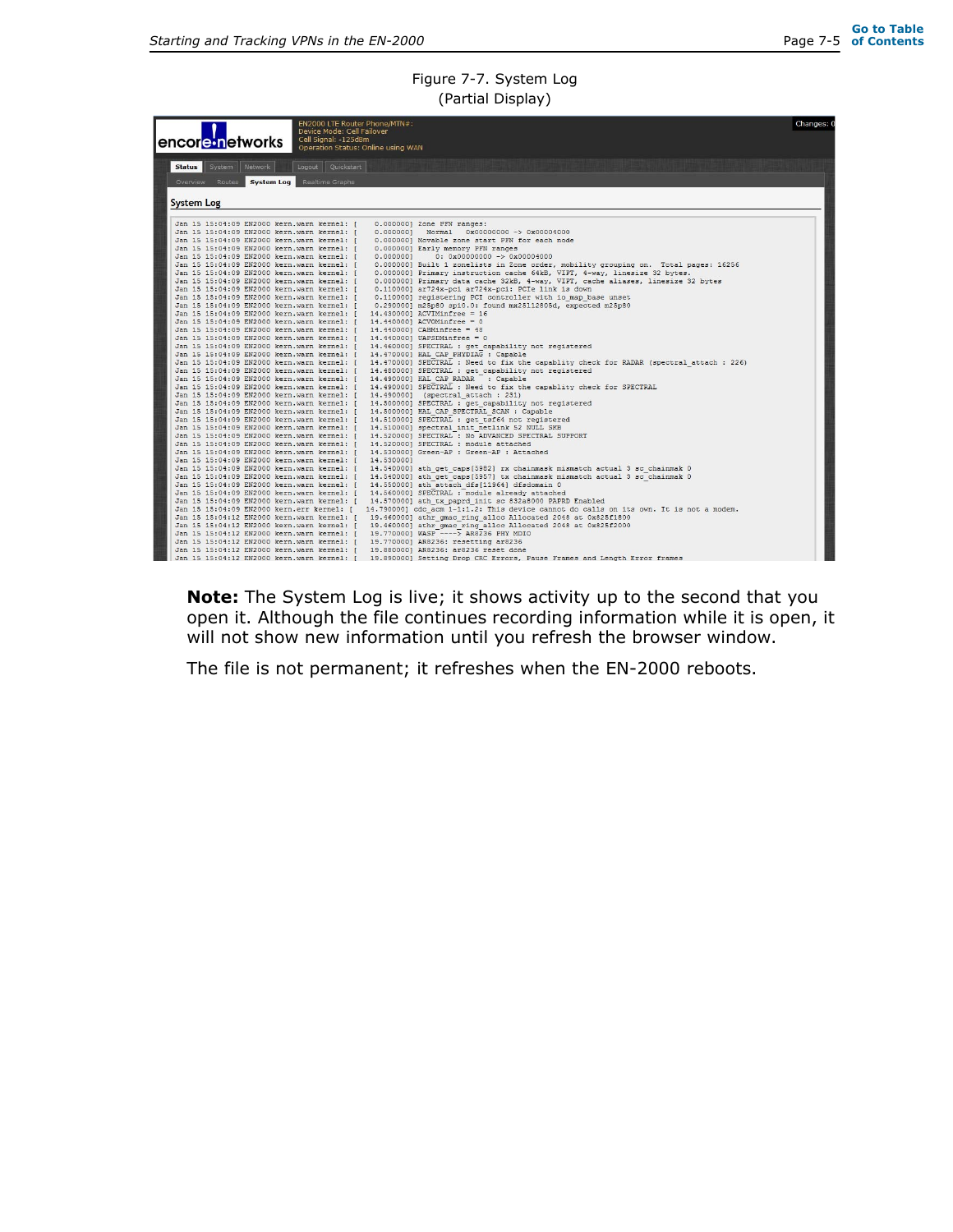Figure 7-7. System Log
(Partial Display)

**Note:** The System Log is live; it shows activity up to the second that you open it. Although the file continues recording information while it is open, it will not show new information until you refresh the browser window.

The file is not permanent; it refreshes when the EN-2000 reboots.